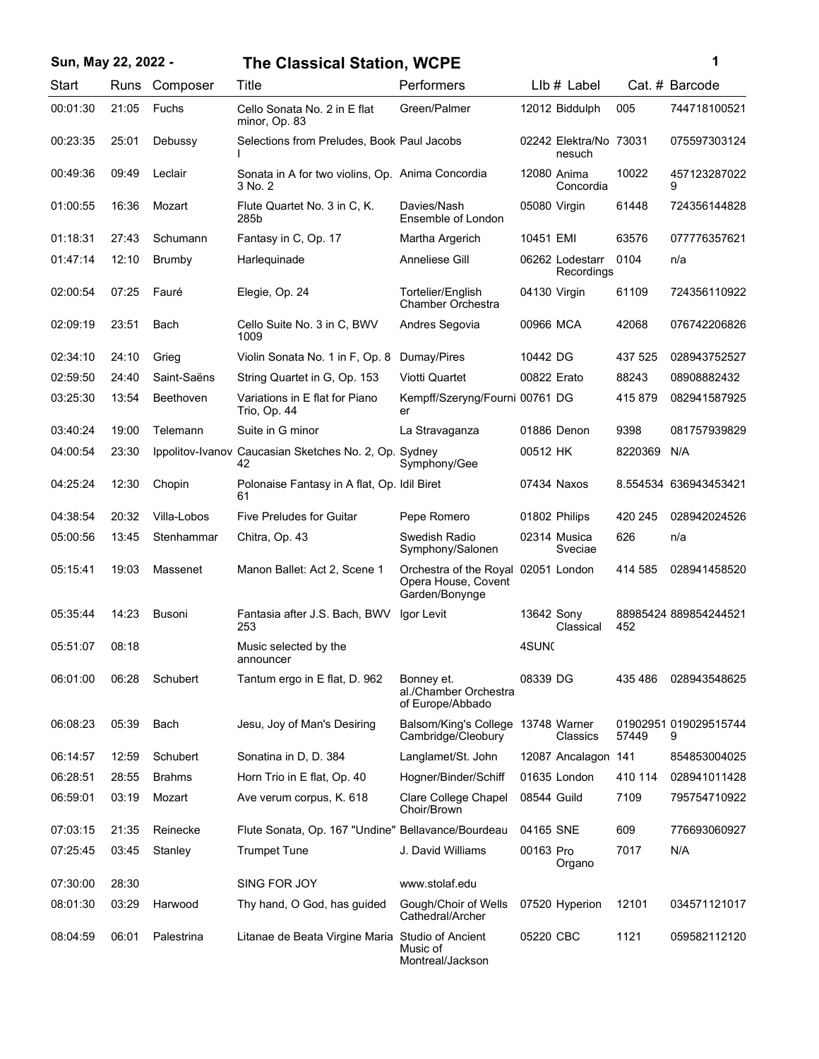# Sun, May 22, 2022 - The Classical Station, WCPE

| Start | Runs | Composer | Title | Performers | Llb # | Label | Cat. # | Barcode |
|---|---|---|---|---|---|---|---|---|
| 00:01:30 | 21:05 | Fuchs | Cello Sonata No. 2 in E flat minor, Op. 83 | Green/Palmer | 12012 | Biddulph | 005 | 744718100521 |
| 00:23:35 | 25:01 | Debussy | Selections from Preludes, Book I | Paul Jacobs | 02242 | Elektra/Nonesuch | 73031 | 075597303124 |
| 00:49:36 | 09:49 | Leclair | Sonata in A for two violins, Op. 3 No. 2 | Anima Concordia | 12080 | Anima Concordia | 10022 | 4571232870229 |
| 01:00:55 | 16:36 | Mozart | Flute Quartet No. 3 in C, K. 285b | Davies/Nash Ensemble of London | 05080 | Virgin | 61448 | 724356144828 |
| 01:18:31 | 27:43 | Schumann | Fantasy in C, Op. 17 | Martha Argerich | 10451 | EMI | 63576 | 077776357621 |
| 01:47:14 | 12:10 | Brumby | Harlequinade | Anneliese Gill | 06262 | Lodestarr Recordings | 0104 | n/a |
| 02:00:54 | 07:25 | Fauré | Elegie, Op. 24 | Tortelier/English Chamber Orchestra | 04130 | Virgin | 61109 | 724356110922 |
| 02:09:19 | 23:51 | Bach | Cello Suite No. 3 in C, BWV 1009 | Andres Segovia | 00966 | MCA | 42068 | 076742206826 |
| 02:34:10 | 24:10 | Grieg | Violin Sonata No. 1 in F, Op. 8 | Dumay/Pires | 10442 | DG | 437 525 | 028943752527 |
| 02:59:50 | 24:40 | Saint-Saëns | String Quartet in G, Op. 153 | Viotti Quartet | 00822 | Erato | 88243 | 08908882432 |
| 03:25:30 | 13:54 | Beethoven | Variations in E flat for Piano Trio, Op. 44 | Kempff/Szeryng/Fournier | 00761 | DG | 415 879 | 082941587925 |
| 03:40:24 | 19:00 | Telemann | Suite in G minor | La Stravaganza | 01886 | Denon | 9398 | 081757939829 |
| 04:00:54 | 23:30 | Ippolitov-Ivanov | Caucasian Sketches No. 2, Op. 42 | Sydney Symphony/Gee | 00512 | HK | 8220369 | N/A |
| 04:25:24 | 12:30 | Chopin | Polonaise Fantasy in A flat, Op. 61 | Idil Biret | 07434 | Naxos | 8.554534 | 636943453421 |
| 04:38:54 | 20:32 | Villa-Lobos | Five Preludes for Guitar | Pepe Romero | 01802 | Philips | 420 245 | 028942024526 |
| 05:00:56 | 13:45 | Stenhammar | Chitra, Op. 43 | Swedish Radio Symphony/Salonen | 02314 | Musica Sveciae | 626 | n/a |
| 05:15:41 | 19:03 | Massenet | Manon Ballet: Act 2, Scene 1 | Orchestra of the Royal Opera House, Covent Garden/Bonynge | 02051 | London | 414 585 | 028941458520 |
| 05:35:44 | 14:23 | Busoni | Fantasia after J.S. Bach, BWV 253 | Igor Levit | 13642 | Sony Classical | 88985424452 | 889854244521 |
| 05:51:07 | 08:18 | | Music selected by the announcer | | 4SUN( | | | |
| 06:01:00 | 06:28 | Schubert | Tantum ergo in E flat, D. 962 | Bonney et. al./Chamber Orchestra of Europe/Abbado | 08339 | DG | 435 486 | 028943548625 |
| 06:08:23 | 05:39 | Bach | Jesu, Joy of Man's Desiring | Balsom/King's College Cambridge/Cleobury | 13748 | Warner Classics | 0190295157449 | 0190295157449 |
| 06:14:57 | 12:59 | Schubert | Sonatina in D, D. 384 | Langlamet/St. John | 12087 | Ancalagon | 141 | 854853004025 |
| 06:28:51 | 28:55 | Brahms | Horn Trio in E flat, Op. 40 | Hogner/Binder/Schiff | 01635 | London | 410 114 | 028941011428 |
| 06:59:01 | 03:19 | Mozart | Ave verum corpus, K. 618 | Clare College Chapel Choir/Brown | 08544 | Guild | 7109 | 795754710922 |
| 07:03:15 | 21:35 | Reinecke | Flute Sonata, Op. 167 "Undine" | Bellavance/Bourdeau | 04165 | SNE | 609 | 776693060927 |
| 07:25:45 | 03:45 | Stanley | Trumpet Tune | J. David Williams | 00163 | Pro Organo | 7017 | N/A |
| 07:30:00 | 28:30 | | SING FOR JOY | www.stolaf.edu | | | | |
| 08:01:30 | 03:29 | Harwood | Thy hand, O God, has guided | Gough/Choir of Wells Cathedral/Archer | 07520 | Hyperion | 12101 | 034571121017 |
| 08:04:59 | 06:01 | Palestrina | Litanae de Beata Virgine Maria | Studio of Ancient Music of Montreal/Jackson | 05220 | CBC | 1121 | 059582112120 |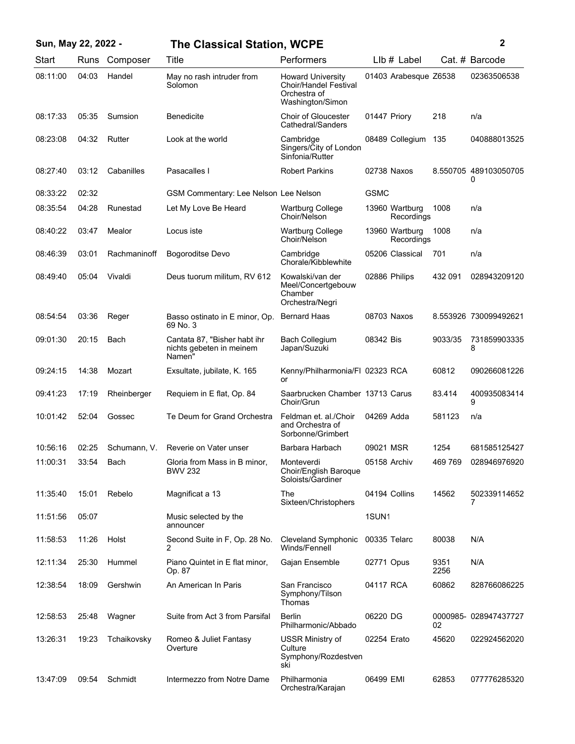**Sun, May 22, 2022 - The Classical Station, WCPE**

| Start | Runs | Composer | Title | Performers | Llb # | Label | Cat. # | Barcode |
|---|---|---|---|---|---|---|---|---|
| 08:11:00 | 04:03 | Handel | May no rash intruder from Solomon | Howard University Choir/Handel Festival Orchestra of Washington/Simon | 01403 | Arabesque | Z6538 | 02363506538 |
| 08:17:33 | 05:35 | Sumsion | Benedicite | Choir of Gloucester Cathedral/Sanders | 01447 | Priory | 218 | n/a |
| 08:23:08 | 04:32 | Rutter | Look at the world | Cambridge Singers/City of London Sinfonia/Rutter | 08489 | Collegium | 135 | 040888013525 |
| 08:27:40 | 03:12 | Cabanilles | Pasacalles I | Robert Parkins | 02738 | Naxos | 8.550705 | 4891030507050 |
| 08:33:22 | 02:32 | | GSM Commentary: Lee Nelson | Lee Nelson | GSMC | | | |
| 08:35:54 | 04:28 | Runestad | Let My Love Be Heard | Wartburg College Choir/Nelson | 13960 | Wartburg Recordings | 1008 | n/a |
| 08:40:22 | 03:47 | Mealor | Locus iste | Wartburg College Choir/Nelson | 13960 | Wartburg Recordings | 1008 | n/a |
| 08:46:39 | 03:01 | Rachmaninoff | Bogoroditse Devo | Cambridge Chorale/Kibblewhite | 05206 | Classical | 701 | n/a |
| 08:49:40 | 05:04 | Vivaldi | Deus tuorum militum, RV 612 | Kowalski/van der Meel/Concertgebouw Chamber Orchestra/Negri | 02886 | Philips | 432 091 | 028943209120 |
| 08:54:54 | 03:36 | Reger | Basso ostinato in E minor, Op. 69 No. 3 | Bernard Haas | 08703 | Naxos | 8.553926 | 730099492621 |
| 09:01:30 | 20:15 | Bach | Cantata 87, "Bisher habt ihr nichts gebeten in meinem Namen" | Bach Collegium Japan/Suzuki | 08342 | Bis | 9033/35 | 7318599033358 |
| 09:24:15 | 14:38 | Mozart | Exsultate, jubilate, K. 165 | Kenny/Philharmonia/Flor | 02323 | RCA | 60812 | 090266081226 |
| 09:41:23 | 17:19 | Rheinberger | Requiem in E flat, Op. 84 | Saarbrucken Chamber Choir/Grun | 13713 | Carus | 83.414 | 4009350834149 |
| 10:01:42 | 52:04 | Gossec | Te Deum for Grand Orchestra | Feldman et. al./Choir and Orchestra of Sorbonne/Grimbert | 04269 | Adda | 581123 | n/a |
| 10:56:16 | 02:25 | Schumann, V. | Reverie on Vater unser | Barbara Harbach | 09021 | MSR | 1254 | 681585125427 |
| 11:00:31 | 33:54 | Bach | Gloria from Mass in B minor, BWV 232 | Monteverdi Choir/English Baroque Soloists/Gardiner | 05158 | Archiv | 469 769 | 028946976920 |
| 11:35:40 | 15:01 | Rebelo | Magnificat a 13 | The Sixteen/Christophers | 04194 | Collins | 14562 | 5023391146527 |
| 11:51:56 | 05:07 | | Music selected by the announcer | | 1SUN1 | | | |
| 11:58:53 | 11:26 | Holst | Second Suite in F, Op. 28 No. 2 | Cleveland Symphonic Winds/Fennell | 00335 | Telarc | 80038 | N/A |
| 12:11:34 | 25:30 | Hummel | Piano Quintet in E flat minor, Op. 87 | Gajan Ensemble | 02771 | Opus | 9351 2256 | N/A |
| 12:38:54 | 18:09 | Gershwin | An American In Paris | San Francisco Symphony/Tilson Thomas | 04117 | RCA | 60862 | 828766086225 |
| 12:58:53 | 25:48 | Wagner | Suite from Act 3 from Parsifal | Berlin Philharmonic/Abbado | 06220 | DG | 0000985-02 | 028947437727 |
| 13:26:31 | 19:23 | Tchaikovsky | Romeo & Juliet Fantasy Overture | USSR Ministry of Culture Symphony/Rozdestvenski | 02254 | Erato | 45620 | 022924562020 |
| 13:47:09 | 09:54 | Schmidt | Intermezzo from Notre Dame | Philharmonia Orchestra/Karajan | 06499 | EMI | 62853 | 077776285320 |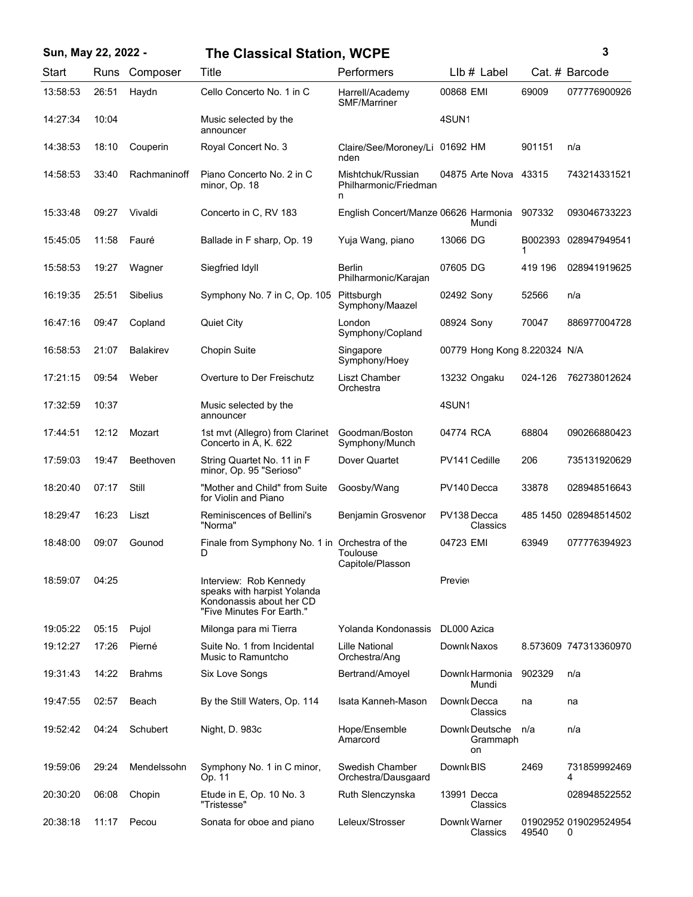**Sun, May 22, 2022 - The Classical Station, WCPE**

| Start | Runs | Composer | Title | Performers | LIb # | Label | Cat. # | Barcode |
|---|---|---|---|---|---|---|---|---|
| 13:58:53 | 26:51 | Haydn | Cello Concerto No. 1 in C | Harrell/Academy SMF/Marriner | 00868 | EMI | 69009 | 077776900926 |
| 14:27:34 | 10:04 | | Music selected by the announcer | | 4SUN1 | | | |
| 14:38:53 | 18:10 | Couperin | Royal Concert No. 3 | Claire/See/Moroney/Linden | 01692 | HM | 901151 | n/a |
| 14:58:53 | 33:40 | Rachmaninoff | Piano Concerto No. 2 in C minor, Op. 18 | Mishtchuk/Russian Philharmonic/Friedman | 04875 | Arte Nova | 43315 | 743214331521 |
| 15:33:48 | 09:27 | Vivaldi | Concerto in C, RV 183 | English Concert/Manze | 06626 | Harmonia Mundi | 907332 | 093046733223 |
| 15:45:05 | 11:58 | Fauré | Ballade in F sharp, Op. 19 | Yuja Wang, piano | 13066 | DG | B0023931 | 028947949541 |
| 15:58:53 | 19:27 | Wagner | Siegfried Idyll | Berlin Philharmonic/Karajan | 07605 | DG | 419 196 | 028941919625 |
| 16:19:35 | 25:51 | Sibelius | Symphony No. 7 in C, Op. 105 | Pittsburgh Symphony/Maazel | 02492 | Sony | 52566 | n/a |
| 16:47:16 | 09:47 | Copland | Quiet City | London Symphony/Copland | 08924 | Sony | 70047 | 886977004728 |
| 16:58:53 | 21:07 | Balakirev | Chopin Suite | Singapore Symphony/Hoey | 00779 | Hong Kong | 8.220324 | N/A |
| 17:21:15 | 09:54 | Weber | Overture to Der Freischutz | Liszt Chamber Orchestra | 13232 | Ongaku | 024-126 | 762738012624 |
| 17:32:59 | 10:37 | | Music selected by the announcer | | 4SUN1 | | | |
| 17:44:51 | 12:12 | Mozart | 1st mvt (Allegro) from Clarinet Concerto in A, K. 622 | Goodman/Boston Symphony/Munch | 04774 | RCA | 68804 | 090266880423 |
| 17:59:03 | 19:47 | Beethoven | String Quartet No. 11 in F minor, Op. 95 "Serioso" | Dover Quartet | PV141 | Cedille | 206 | 735131920629 |
| 18:20:40 | 07:17 | Still | "Mother and Child" from Suite for Violin and Piano | Goosby/Wang | PV140 | Decca | 33878 | 028948516643 |
| 18:29:47 | 16:23 | Liszt | Reminiscences of Bellini's "Norma" | Benjamin Grosvenor | PV138 | Decca Classics | 485 1450 | 028948514502 |
| 18:48:00 | 09:07 | Gounod | Finale from Symphony No. 1 in D | Orchestra of the Toulouse Capitole/Plasson | 04723 | EMI | 63949 | 077776394923 |
| 18:59:07 | 04:25 | | Interview: Rob Kennedy speaks with harpist Yolanda Kondonassis about her CD "Five Minutes For Earth." | | Previe | | | |
| 19:05:22 | 05:15 | Pujol | Milonga para mi Tierra | Yolanda Kondonassis | DL000 | Azica | | |
| 19:12:27 | 17:26 | Pierné | Suite No. 1 from Incidental Music to Ramuntcho | Lille National Orchestra/Ang | Downl | Naxos | 8.573609 | 747313360970 |
| 19:31:43 | 14:22 | Brahms | Six Love Songs | Bertrand/Amoyel | Downl | Harmonia Mundi | 902329 | n/a |
| 19:47:55 | 02:57 | Beach | By the Still Waters, Op. 114 | Isata Kanneh-Mason | Downl | Decca Classics | na | na |
| 19:52:42 | 04:24 | Schubert | Night, D. 983c | Hope/Ensemble Amarcord | Downl | Deutsche Grammaphon | n/a | n/a |
| 19:59:06 | 29:24 | Mendelssohn | Symphony No. 1 in C minor, Op. 11 | Swedish Chamber Orchestra/Dausgaard | Downl | BIS | 2469 | 7318599924694 |
| 20:30:20 | 06:08 | Chopin | Etude in E, Op. 10 No. 3 "Tristesse" | Ruth Slenczynska | 13991 | Decca Classics | | 028948522552 |
| 20:38:18 | 11:17 | Pecou | Sonata for oboe and piano | Leleux/Strosser | Downl | Warner Classics | 0190295249540 | 0190295249540 |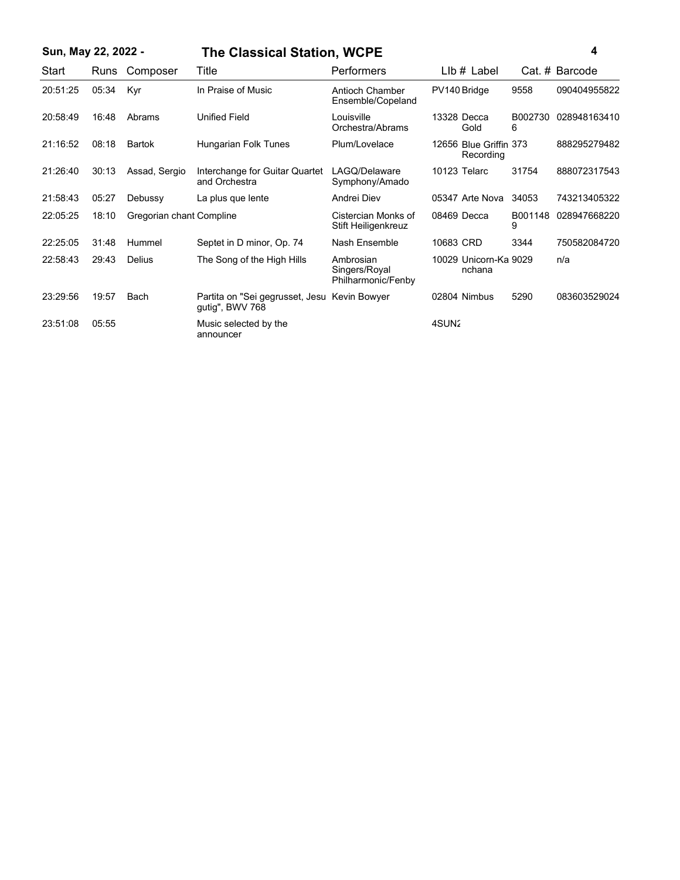**Sun, May 22, 2022 - The Classical Station, WCPE**

| Start | Runs | Composer | Title | Performers | Llb # | Label | Cat. # | Barcode |
|---|---|---|---|---|---|---|---|---|
| 20:51:25 | 05:34 | Kyr | In Praise of Music | Antioch Chamber Ensemble/Copeland | PV140 | Bridge | 9558 | 090404955822 |
| 20:58:49 | 16:48 | Abrams | Unified Field | Louisville Orchestra/Abrams | 13328 | Decca Gold | B0027306 | 028948163410 |
| 21:16:52 | 08:18 | Bartok | Hungarian Folk Tunes | Plum/Lovelace | 12656 | Blue Griffin Recording | 373 | 888295279482 |
| 21:26:40 | 30:13 | Assad, Sergio | Interchange for Guitar Quartet and Orchestra | LAGQ/Delaware Symphony/Amado | 10123 | Telarc | 31754 | 888072317543 |
| 21:58:43 | 05:27 | Debussy | La plus que lente | Andrei Diev | 05347 | Arte Nova | 34053 | 743213405322 |
| 22:05:25 | 18:10 | Gregorian chant | Compline | Cistercian Monks of Stift Heiligenkreuz | 08469 | Decca | B0011489 | 028947668220 |
| 22:25:05 | 31:48 | Hummel | Septet in D minor, Op. 74 | Nash Ensemble | 10683 | CRD | 3344 | 750582084720 |
| 22:58:43 | 29:43 | Delius | The Song of the High Hills | Ambrosian Singers/Royal Philharmonic/Fenby | 10029 | Unicorn-Kanchana | 9029 | n/a |
| 23:29:56 | 19:57 | Bach | Partita on "Sei gegrusset, Jesu gutig", BWV 768 | Kevin Bowyer | 02804 | Nimbus | 5290 | 083603529024 |
| 23:51:08 | 05:55 | | Music selected by the announcer | | 4SUN2 | | | |